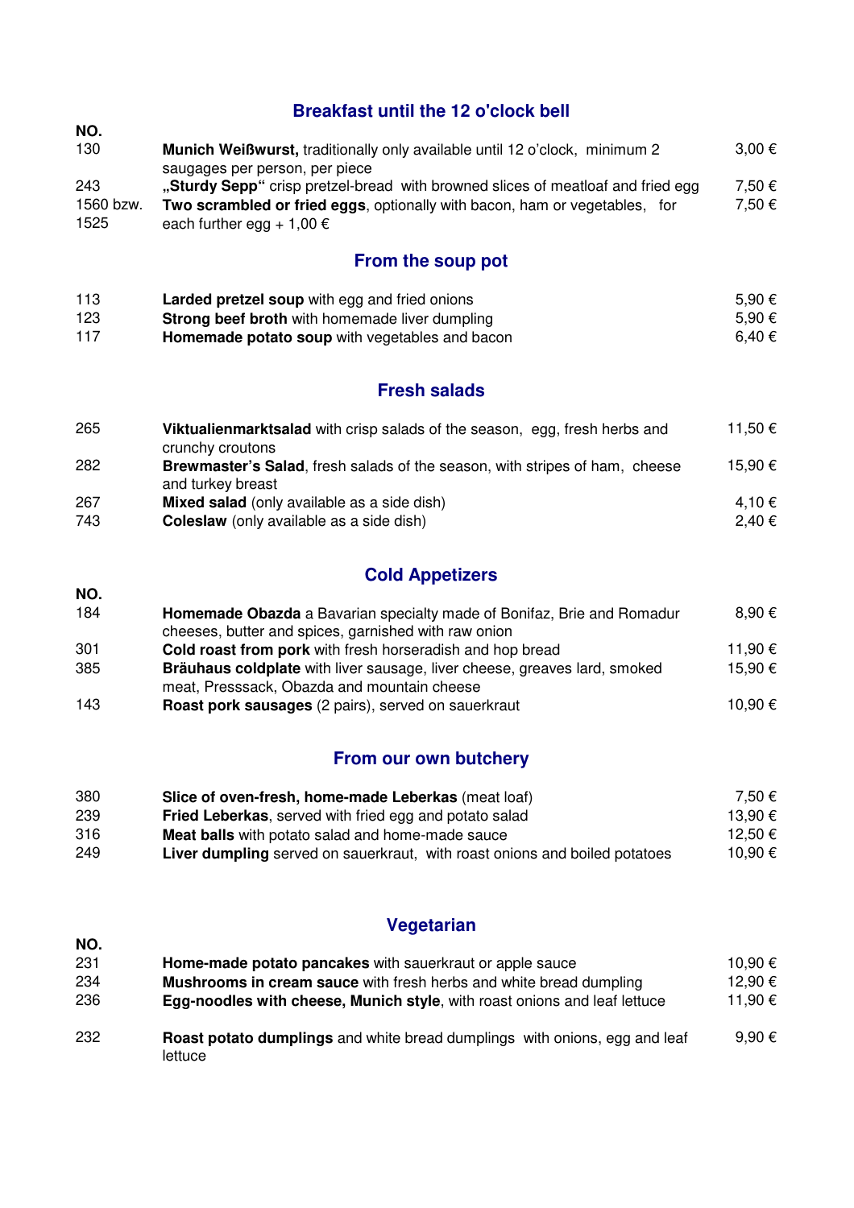## Breakfast until the 12 o'clock bell

| NO. | | |
|---|---|---|
| 130 | **Munich Weißwurst,** traditionally only available until 12 o'clock, minimum 2 saugages per person, per piece | 3,00 € |
| 243 | **„Sturdy Sepp“** crisp pretzel-bread with browned slices of meatloaf and fried egg | 7,50 € |
| 1560 bzw. 1525 | **Two scrambled or fried eggs**, optionally with bacon, ham or vegetables, for each further egg + 1,00 € | 7,50 € |

## From the soup pot

| | | |
|---|---|---|
| 113 | **Larded pretzel soup** with egg and fried onions | 5,90 € |
| 123 | **Strong beef broth** with homemade liver dumpling | 5,90 € |
| 117 | **Homemade potato soup** with vegetables and bacon | 6,40 € |

## Fresh salads

| | | |
|---|---|---|
| 265 | **Viktualienmarktsalad** with crisp salads of the season, egg, fresh herbs and crunchy croutons | 11,50 € |
| 282 | **Brewmaster's Salad**, fresh salads of the season, with stripes of ham, cheese and turkey breast | 15,90 € |
| 267 | **Mixed salad** (only available as a side dish) | 4,10 € |
| 743 | **Coleslaw** (only available as a side dish) | 2,40 € |

## Cold Appetizers

| NO. | | |
|---|---|---|
| 184 | **Homemade Obazda** a Bavarian specialty made of Bonifaz, Brie and Romadur cheeses, butter and spices, garnished with raw onion | 8,90 € |
| 301 | **Cold roast from pork** with fresh horseradish and hop bread | 11,90 € |
| 385 | **Bräuhaus coldplate** with liver sausage, liver cheese, greaves lard, smoked meat, Presssack, Obazda and mountain cheese | 15,90 € |
| 143 | **Roast pork sausages** (2 pairs), served on sauerkraut | 10,90 € |

## From our own butchery

| | | |
|---|---|---|
| 380 | **Slice of oven-fresh, home-made Leberkas** (meat loaf) | 7,50 € |
| 239 | **Fried Leberkas**, served with fried egg and potato salad | 13,90 € |
| 316 | **Meat balls** with potato salad and home-made sauce | 12,50 € |
| 249 | **Liver dumpling** served on sauerkraut, with roast onions and boiled potatoes | 10,90 € |

## Vegetarian

| NO. | | |
|---|---|---|
| 231 | **Home-made potato pancakes** with sauerkraut or apple sauce | 10,90 € |
| 234 | **Mushrooms in cream sauce** with fresh herbs and white bread dumpling | 12,90 € |
| 236 | **Egg-noodles with cheese, Munich style**, with roast onions and leaf lettuce | 11,90 € |
| 232 | **Roast potato dumplings** and white bread dumplings with onions, egg and leaf lettuce | 9,90 € |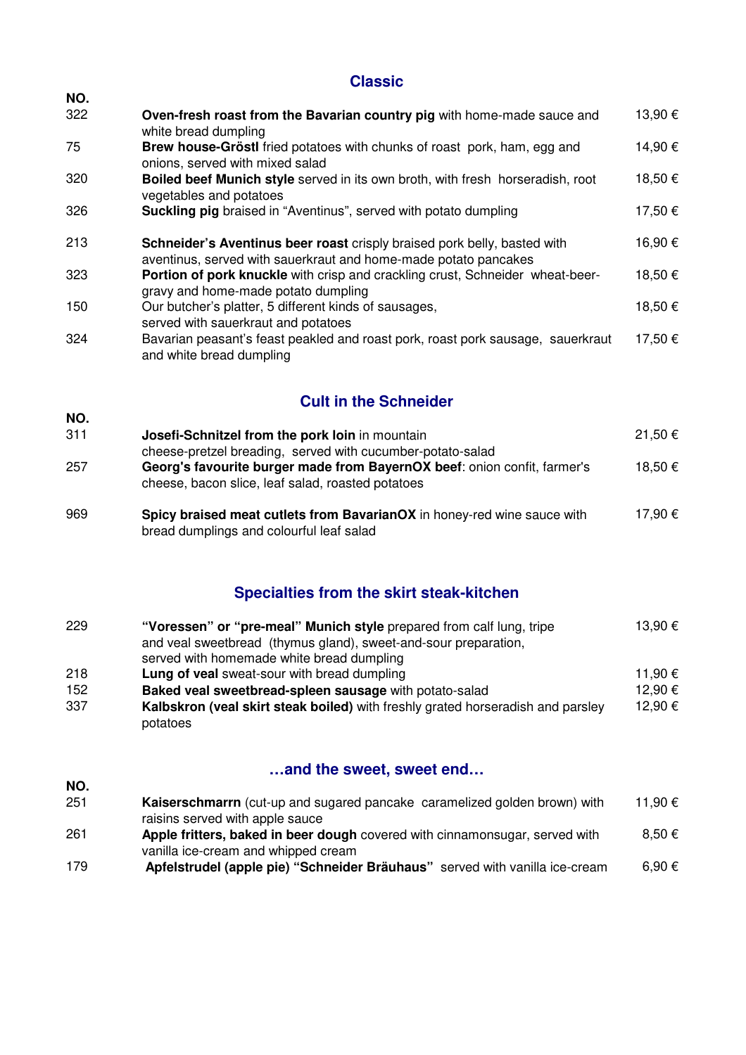## Classic

| NO. | | |
|---|---|---|
| 322 | **Oven-fresh roast from the Bavarian country pig** with home-made sauce and white bread dumpling | 13,90 € |
| 75 | **Brew house-Gröstl** fried potatoes with chunks of roast pork, ham, egg and onions, served with mixed salad | 14,90 € |
| 320 | **Boiled beef Munich style** served in its own broth, with fresh horseradish, root vegetables and potatoes | 18,50 € |
| 326 | **Suckling pig** braised in "Aventinus", served with potato dumpling | 17,50 € |
| 213 | **Schneider's Aventinus beer roast** crisply braised pork belly, basted with aventinus, served with sauerkraut and home-made potato pancakes | 16,90 € |
| 323 | **Portion of pork knuckle** with crisp and crackling crust, Schneider wheat-beer-gravy and home-made potato dumpling | 18,50 € |
| 150 | Our butcher's platter, 5 different kinds of sausages, served with sauerkraut and potatoes | 18,50 € |
| 324 | Bavarian peasant's feast peakled and roast pork, roast pork sausage, sauerkraut and white bread dumpling | 17,50 € |

## Cult in the Schneider

| NO. | | |
|---|---|---|
| 311 | **Josefi-Schnitzel from the pork loin** in mountain cheese-pretzel breading, served with cucumber-potato-salad | 21,50 € |
| 257 | **Georg's favourite burger made from BayernOX beef**: onion confit, farmer's cheese, bacon slice, leaf salad, roasted potatoes | 18,50 € |
| 969 | **Spicy braised meat cutlets from BavarianOX** in honey-red wine sauce with bread dumplings and colourful leaf salad | 17,90 € |

## Specialties from the skirt steak-kitchen

| | | |
|---|---|---|
| 229 | **"Voressen" or "pre-meal" Munich style** prepared from calf lung, tripe and veal sweetbread (thymus gland), sweet-and-sour preparation, served with homemade white bread dumpling | 13,90 € |
| 218 | **Lung of veal** sweat-sour with bread dumpling | 11,90 € |
| 152 | **Baked veal sweetbread-spleen sausage** with potato-salad | 12,90 € |
| 337 | **Kalbskron (veal skirt steak boiled)** with freshly grated horseradish and parsley potatoes | 12,90 € |

## …and the sweet, sweet end…

| NO. | | |
|---|---|---|
| 251 | **Kaiserschmarrn** (cut-up and sugared pancake caramelized golden brown) with raisins served with apple sauce | 11,90 € |
| 261 | **Apple fritters, baked in beer dough** covered with cinnamonsugar, served with vanilla ice-cream and whipped cream | 8,50 € |
| 179 | **Apfelstrudel (apple pie) "Schneider Bräuhaus"** served with vanilla ice-cream | 6,90 € |